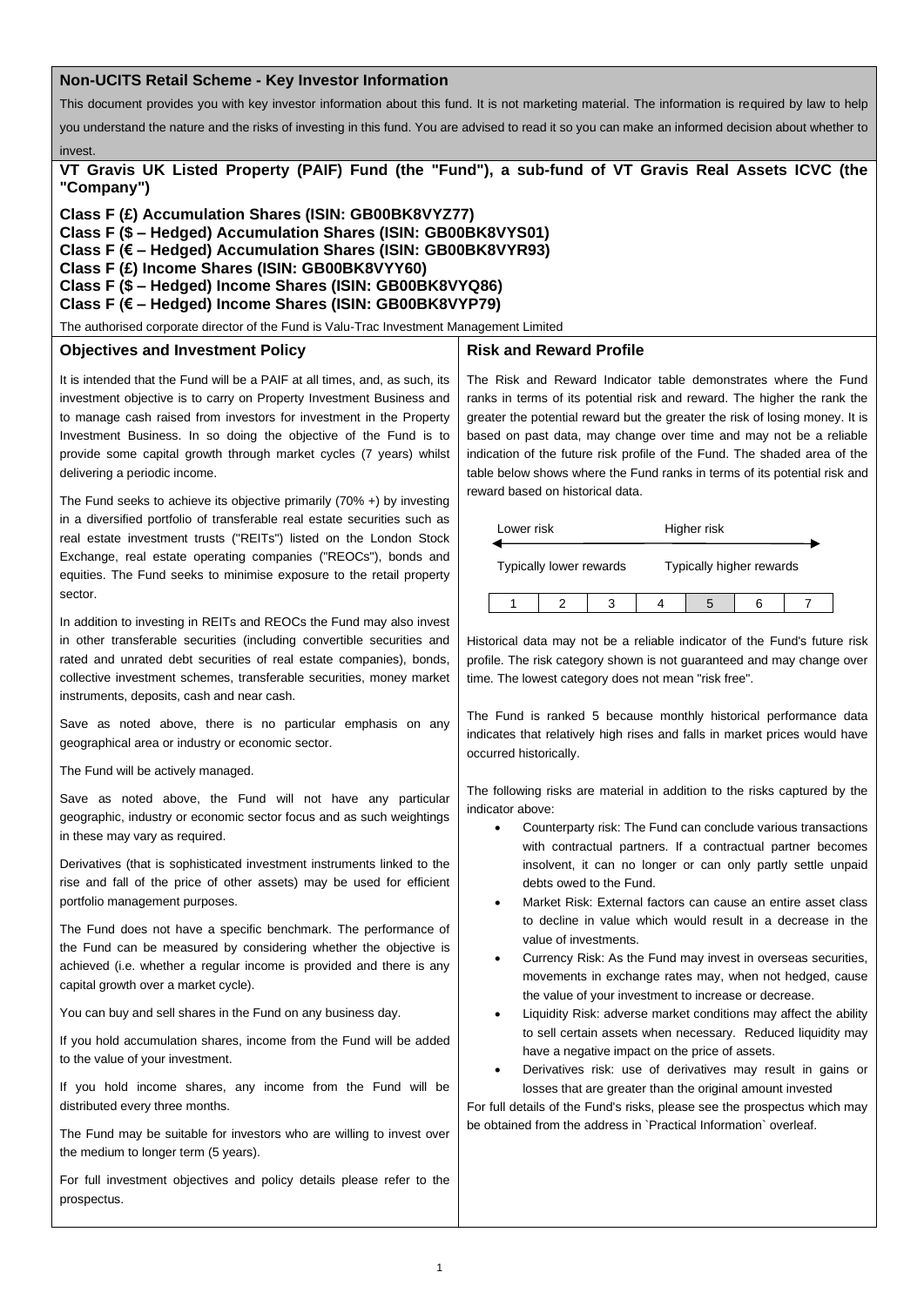## Non-UCITS Retail Scheme - Key Investor Information

This document provides you with key investor information about this fund. It is not marketing material. The information is required by law to help you understand the nature and the risks of investing in this fund. You are advised to read it so you can make an informed decision about whether to invest.

## VT Gravis UK Listed Property (PAIF) Fund (the "Fund"), a sub-fund of VT Gravis Real Assets ICVC (the "Company")

**Class F (£) Accumulation Shares (ISIN: GB00BK8VYZ77)**
**Class F ($ – Hedged) Accumulation Shares (ISIN: GB00BK8VYS01)**
**Class F (€ – Hedged) Accumulation Shares (ISIN: GB00BK8VYR93)**
**Class F (£) Income Shares (ISIN: GB00BK8VYY60)**
**Class F ($ – Hedged) Income Shares (ISIN: GB00BK8VYQ86)**
**Class F (€ – Hedged) Income Shares (ISIN: GB00BK8VYP79)**

The authorised corporate director of the Fund is Valu-Trac Investment Management Limited

### Objectives and Investment Policy

It is intended that the Fund will be a PAIF at all times, and, as such, its investment objective is to carry on Property Investment Business and to manage cash raised from investors for investment in the Property Investment Business. In so doing the objective of the Fund is to provide some capital growth through market cycles (7 years) whilst delivering a periodic income.

The Fund seeks to achieve its objective primarily (70% +) by investing in a diversified portfolio of transferable real estate securities such as real estate investment trusts ("REITs") listed on the London Stock Exchange, real estate operating companies ("REOCs"), bonds and equities. The Fund seeks to minimise exposure to the retail property sector.

In addition to investing in REITs and REOCs the Fund may also invest in other transferable securities (including convertible securities and rated and unrated debt securities of real estate companies), bonds, collective investment schemes, transferable securities, money market instruments, deposits, cash and near cash.

Save as noted above, there is no particular emphasis on any geographical area or industry or economic sector.

The Fund will be actively managed.

Save as noted above, the Fund will not have any particular geographic, industry or economic sector focus and as such weightings in these may vary as required.

Derivatives (that is sophisticated investment instruments linked to the rise and fall of the price of other assets) may be used for efficient portfolio management purposes.

The Fund does not have a specific benchmark. The performance of the Fund can be measured by considering whether the objective is achieved (i.e. whether a regular income is provided and there is any capital growth over a market cycle).

You can buy and sell shares in the Fund on any business day.

If you hold accumulation shares, income from the Fund will be added to the value of your investment.

If you hold income shares, any income from the Fund will be distributed every three months.

The Fund may be suitable for investors who are willing to invest over the medium to longer term (5 years).

For full investment objectives and policy details please refer to the prospectus.

### Risk and Reward Profile

The Risk and Reward Indicator table demonstrates where the Fund ranks in terms of its potential risk and reward. The higher the rank the greater the potential reward but the greater the risk of losing money. It is based on past data, may change over time and may not be a reliable indication of the future risk profile of the Fund. The shaded area of the table below shows where the Fund ranks in terms of its potential risk and reward based on historical data.

| Lower risk | | | | Higher risk | | |
|---|---|---|---|---|---|---|
| Typically lower rewards | | | | Typically higher rewards | | |
| 1 | 2 | 3 | 4 | **5** | 6 | 7 |

Historical data may not be a reliable indicator of the Fund's future risk profile. The risk category shown is not guaranteed and may change over time. The lowest category does not mean "risk free".

The Fund is ranked 5 because monthly historical performance data indicates that relatively high rises and falls in market prices would have occurred historically.

The following risks are material in addition to the risks captured by the indicator above:

- Counterparty risk: The Fund can conclude various transactions with contractual partners. If a contractual partner becomes insolvent, it can no longer or can only partly settle unpaid debts owed to the Fund.
- Market Risk: External factors can cause an entire asset class to decline in value which would result in a decrease in the value of investments.
- Currency Risk: As the Fund may invest in overseas securities, movements in exchange rates may, when not hedged, cause the value of your investment to increase or decrease.
- Liquidity Risk: adverse market conditions may affect the ability to sell certain assets when necessary. Reduced liquidity may have a negative impact on the price of assets.
- Derivatives risk: use of derivatives may result in gains or losses that are greater than the original amount invested

For full details of the Fund's risks, please see the prospectus which may be obtained from the address in `Practical Information` overleaf.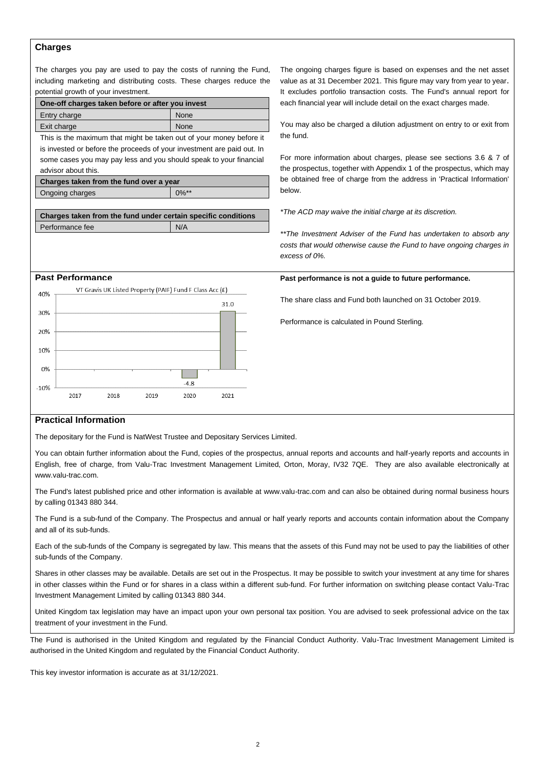## Charges

The charges you pay are used to pay the costs of running the Fund, including marketing and distributing costs. These charges reduce the potential growth of your investment.

| One-off charges taken before or after you invest | |
|---|---|
| Entry charge | None |
| Exit charge | None |

This is the maximum that might be taken out of your money before it is invested or before the proceeds of your investment are paid out. In some cases you may pay less and you should speak to your financial advisor about this.

| Charges taken from the fund over a year | |
|---|---|
| Ongoing charges | 0%** |

| Charges taken from the fund under certain specific conditions | |
|---|---|
| Performance fee | N/A |

The ongoing charges figure is based on expenses and the net asset value as at 31 December 2021. This figure may vary from year to year. It excludes portfolio transaction costs. The Fund's annual report for each financial year will include detail on the exact charges made.

You may also be charged a dilution adjustment on entry to or exit from the fund.

For more information about charges, please see sections 3.6 & 7 of the prospectus, together with Appendix 1 of the prospectus, which may be obtained free of charge from the address in 'Practical Information' below.

*\*The ACD may waive the initial charge at its discretion.*

*\*\*The Investment Adviser of the Fund has undertaken to absorb any costs that would otherwise cause the Fund to have ongoing charges in excess of 0%.*

## Past Performance

VT Gravis UK Listed Property (PAIF) Fund F Class Acc (£)

40%
30%
20%
10%
0%
-10%

2017 2018 2019 2020 2021

-4.8
31.0

**Past performance is not a guide to future performance.**

The share class and Fund both launched on 31 October 2019.

Performance is calculated in Pound Sterling.

## Practical Information

The depositary for the Fund is NatWest Trustee and Depositary Services Limited.

You can obtain further information about the Fund, copies of the prospectus, annual reports and accounts and half-yearly reports and accounts in English, free of charge, from Valu-Trac Investment Management Limited, Orton, Moray, IV32 7QE. They are also available electronically at www.valu-trac.com.

The Fund's latest published price and other information is available at www.valu-trac.com and can also be obtained during normal business hours by calling 01343 880 344.

The Fund is a sub-fund of the Company. The Prospectus and annual or half yearly reports and accounts contain information about the Company and all of its sub-funds.

Each of the sub-funds of the Company is segregated by law. This means that the assets of this Fund may not be used to pay the liabilities of other sub-funds of the Company.

Shares in other classes may be available. Details are set out in the Prospectus. It may be possible to switch your investment at any time for shares in other classes within the Fund or for shares in a class within a different sub-fund. For further information on switching please contact Valu-Trac Investment Management Limited by calling 01343 880 344.

United Kingdom tax legislation may have an impact upon your own personal tax position. You are advised to seek professional advice on the tax treatment of your investment in the Fund.

The Fund is authorised in the United Kingdom and regulated by the Financial Conduct Authority. Valu-Trac Investment Management Limited is authorised in the United Kingdom and regulated by the Financial Conduct Authority.

This key investor information is accurate as at 31/12/2021.